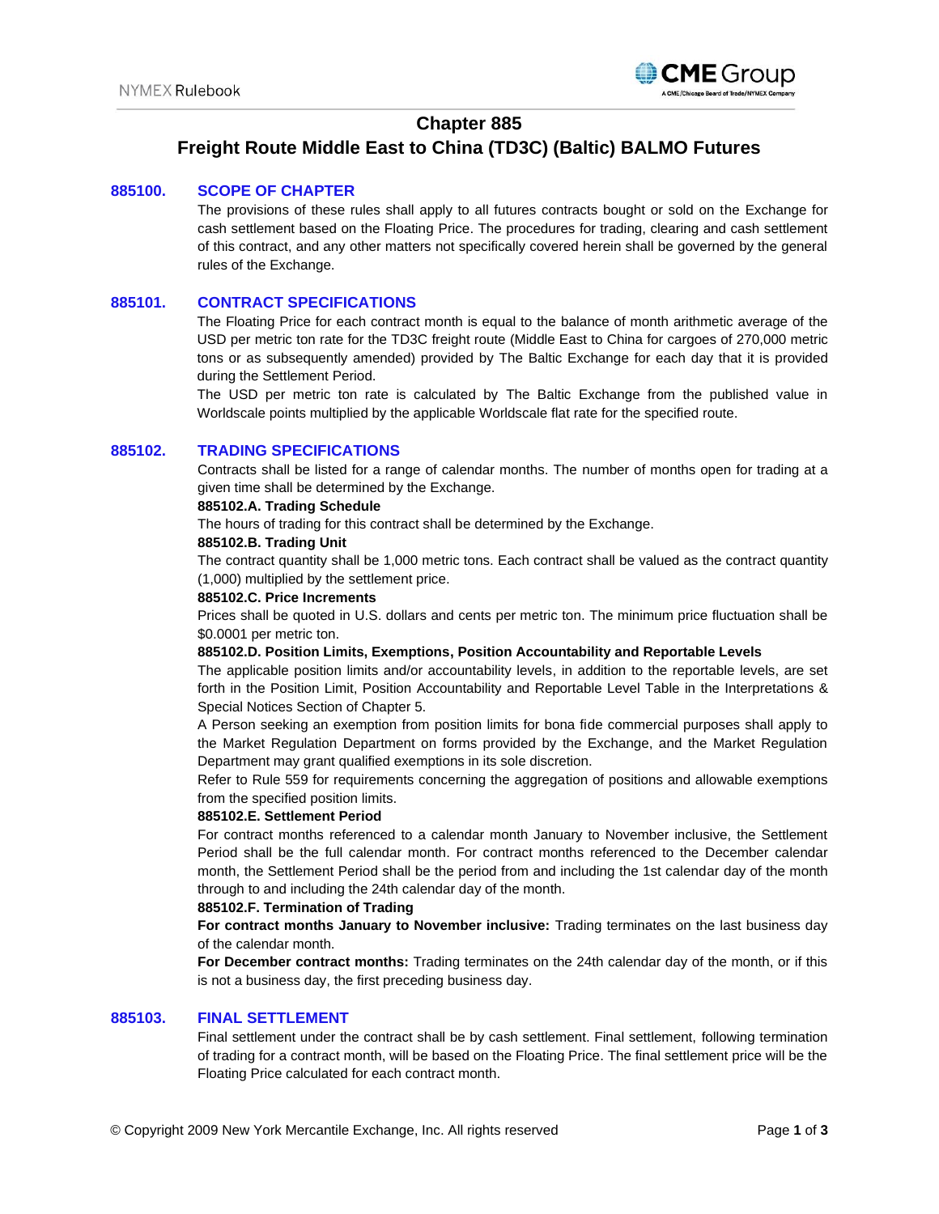# Chapter 885

# Freight Route Middle East to China (TD3C) (Baltic) BALMO Futures

## 885100. SCOPE OF CHAPTER

The provisions of these rules shall apply to all futures contracts bought or sold on the Exchange for cash settlement based on the Floating Price. The procedures for trading, clearing and cash settlement of this contract, and any other matters not specifically covered herein shall be governed by the general rules of the Exchange.

## 885101. CONTRACT SPECIFICATIONS

The Floating Price for each contract month is equal to the balance of month arithmetic average of the USD per metric ton rate for the TD3C freight route (Middle East to China for cargoes of 270,000 metric tons or as subsequently amended) provided by The Baltic Exchange for each day that it is provided during the Settlement Period.

The USD per metric ton rate is calculated by The Baltic Exchange from the published value in Worldscale points multiplied by the applicable Worldscale flat rate for the specified route.

## 885102. TRADING SPECIFICATIONS

Contracts shall be listed for a range of calendar months. The number of months open for trading at a given time shall be determined by the Exchange.

**885102.A. Trading Schedule**

The hours of trading for this contract shall be determined by the Exchange.

**885102.B. Trading Unit**

The contract quantity shall be 1,000 metric tons. Each contract shall be valued as the contract quantity (1,000) multiplied by the settlement price.

**885102.C. Price Increments**

Prices shall be quoted in U.S. dollars and cents per metric ton. The minimum price fluctuation shall be $0.0001 per metric ton.

**885102.D. Position Limits, Exemptions, Position Accountability and Reportable Levels**

The applicable position limits and/or accountability levels, in addition to the reportable levels, are set forth in the Position Limit, Position Accountability and Reportable Level Table in the Interpretations & Special Notices Section of Chapter 5.

A Person seeking an exemption from position limits for bona fide commercial purposes shall apply to the Market Regulation Department on forms provided by the Exchange, and the Market Regulation Department may grant qualified exemptions in its sole discretion.

Refer to Rule 559 for requirements concerning the aggregation of positions and allowable exemptions from the specified position limits.

**885102.E. Settlement Period**

For contract months referenced to a calendar month January to November inclusive, the Settlement Period shall be the full calendar month. For contract months referenced to the December calendar month, the Settlement Period shall be the period from and including the 1st calendar day of the month through to and including the 24th calendar day of the month.

**885102.F. Termination of Trading**

**For contract months January to November inclusive:** Trading terminates on the last business day of the calendar month.

**For December contract months:** Trading terminates on the 24th calendar day of the month, or if this is not a business day, the first preceding business day.

## 885103. FINAL SETTLEMENT

Final settlement under the contract shall be by cash settlement. Final settlement, following termination of trading for a contract month, will be based on the Floating Price. The final settlement price will be the Floating Price calculated for each contract month.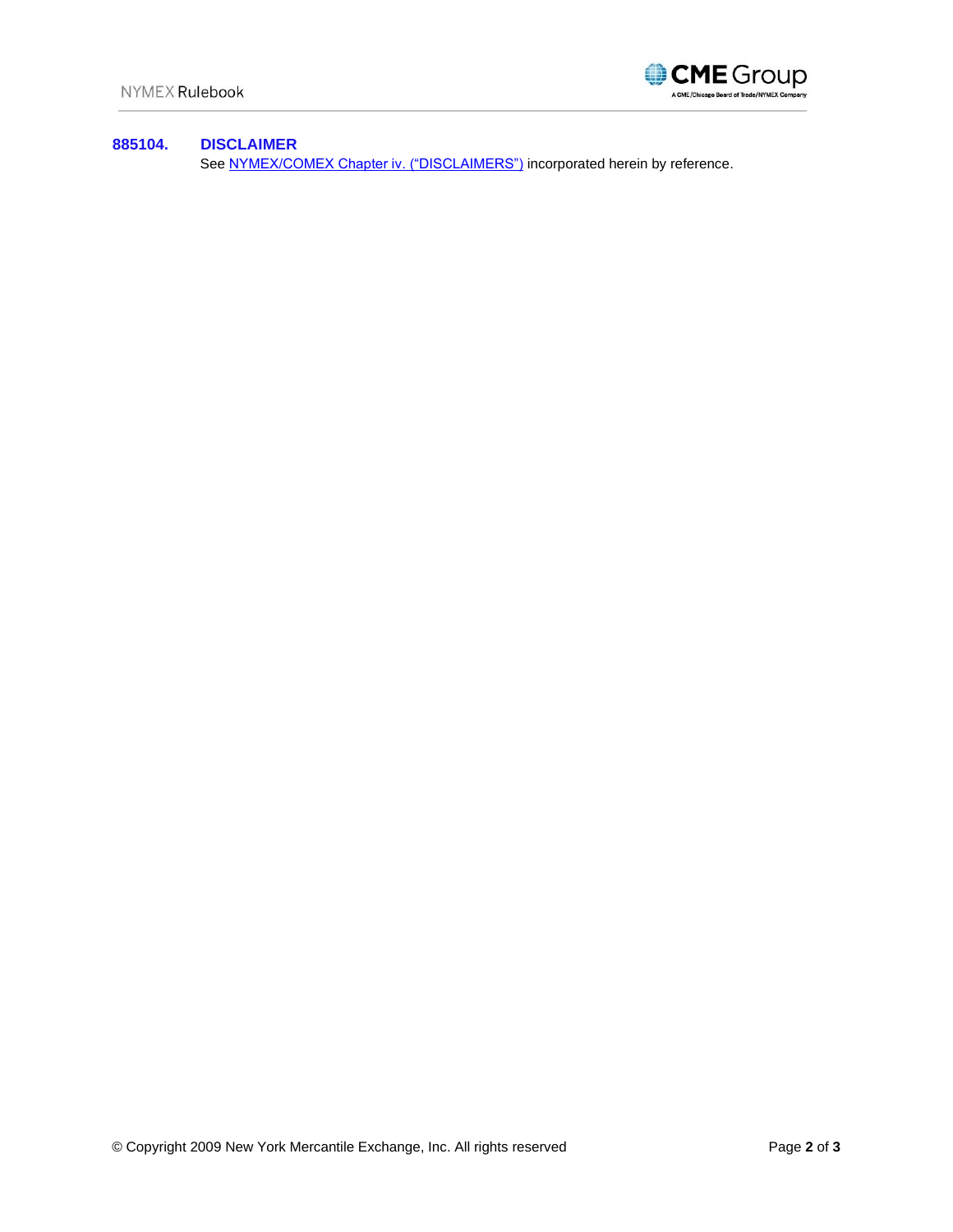### 885104. DISCLAIMER

See NYMEX/COMEX Chapter iv. ("DISCLAIMERS") incorporated herein by reference.